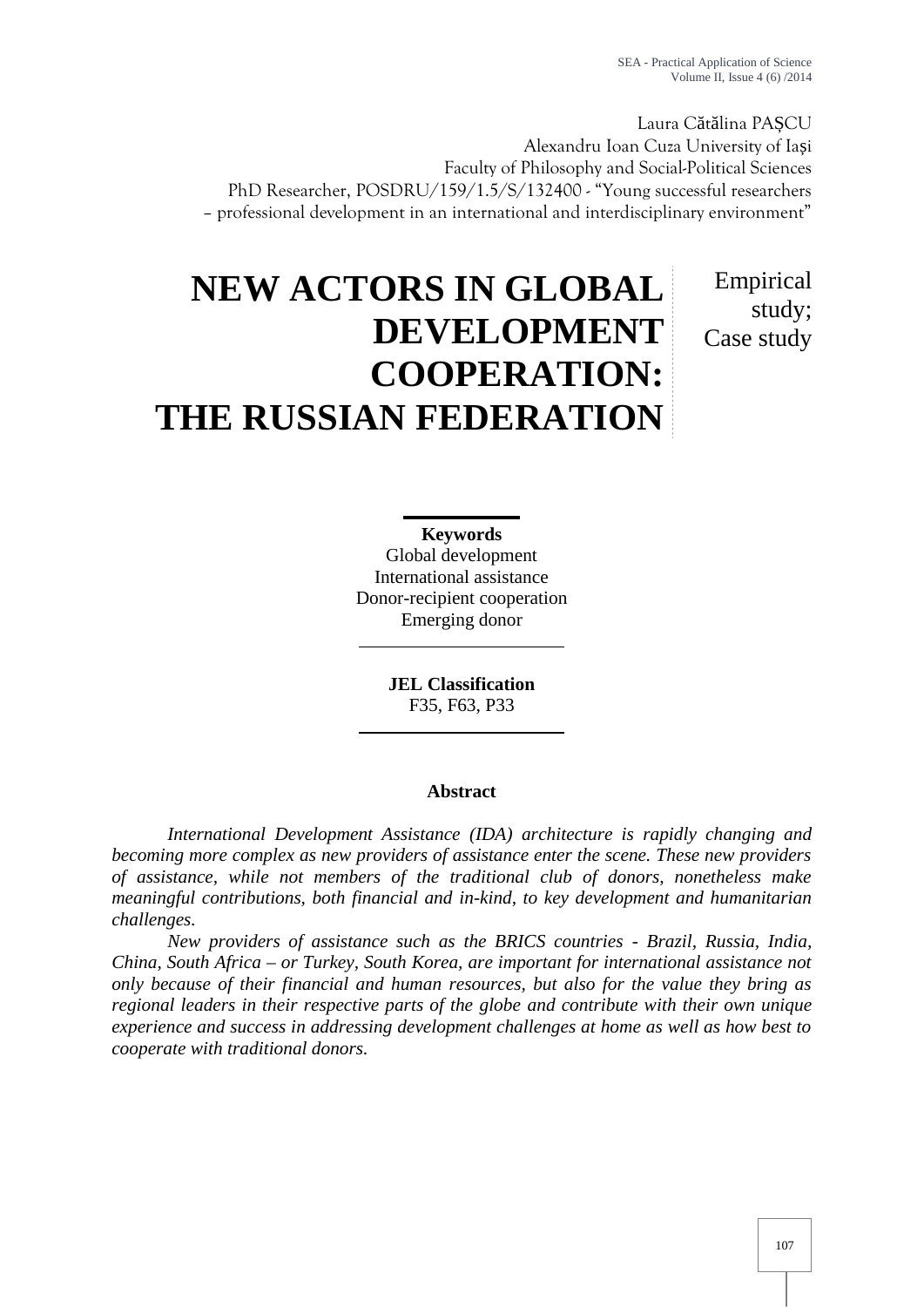Laura Cătălina PAȘCU
Alexandru Ioan Cuza University of Iași
Faculty of Philosophy and Social-Political Sciences
PhD Researcher, POSDRU/159/1.5/S/132400 - "Young successful researchers – professional development in an international and interdisciplinary environment"

# NEW ACTORS IN GLOBAL DEVELOPMENT COOPERATION: THE RUSSIAN FEDERATION

Empirical study; Case study

**Keywords**
Global development
International assistance
Donor-recipient cooperation
Emerging donor

**JEL Classification**
F35, F63, P33

**Abstract**

*International Development Assistance (IDA) architecture is rapidly changing and becoming more complex as new providers of assistance enter the scene. These new providers of assistance, while not members of the traditional club of donors, nonetheless make meaningful contributions, both financial and in-kind, to key development and humanitarian challenges.*

*New providers of assistance such as the BRICS countries - Brazil, Russia, India, China, South Africa – or Turkey, South Korea, are important for international assistance not only because of their financial and human resources, but also for the value they bring as regional leaders in their respective parts of the globe and contribute with their own unique experience and success in addressing development challenges at home as well as how best to cooperate with traditional donors.*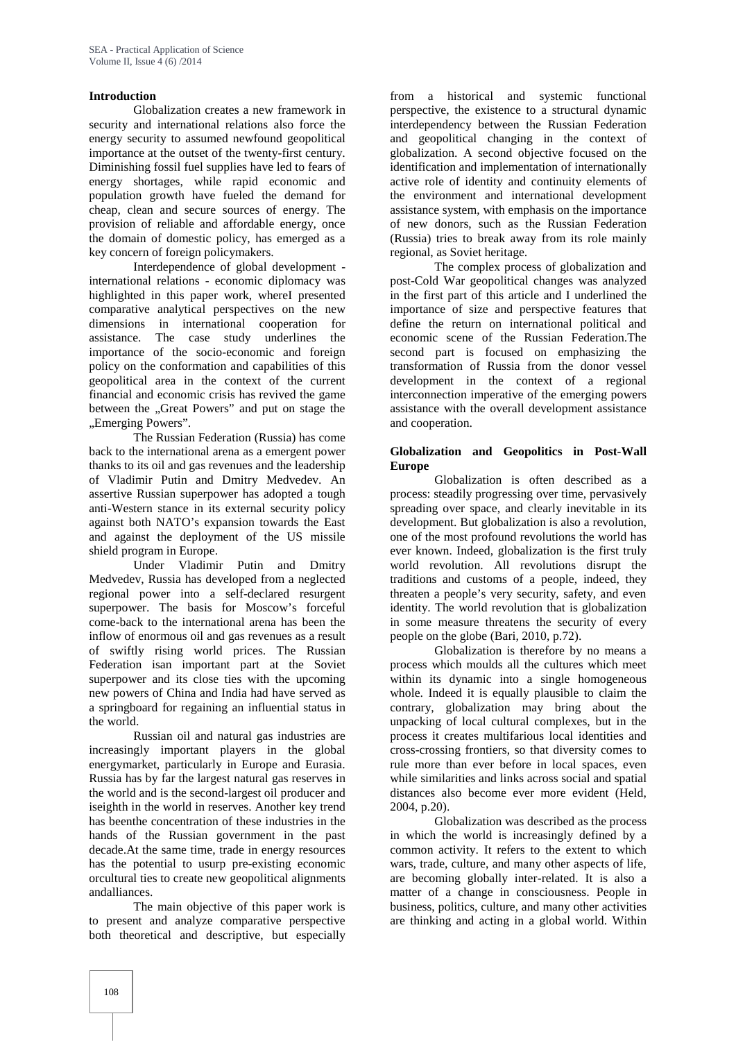## Introduction

Globalization creates a new framework in security and international relations also force the energy security to assumed newfound geopolitical importance at the outset of the twenty-first century. Diminishing fossil fuel supplies have led to fears of energy shortages, while rapid economic and population growth have fueled the demand for cheap, clean and secure sources of energy. The provision of reliable and affordable energy, once the domain of domestic policy, has emerged as a key concern of foreign policymakers.

Interdependence of global development - international relations - economic diplomacy was highlighted in this paper work, whereI presented comparative analytical perspectives on the new dimensions in international cooperation for assistance. The case study underlines the importance of the socio-economic and foreign policy on the conformation and capabilities of this geopolitical area in the context of the current financial and economic crisis has revived the game between the „Great Powers" and put on stage the „Emerging Powers".

The Russian Federation (Russia) has come back to the international arena as a emergent power thanks to its oil and gas revenues and the leadership of Vladimir Putin and Dmitry Medvedev. An assertive Russian superpower has adopted a tough anti-Western stance in its external security policy against both NATO's expansion towards the East and against the deployment of the US missile shield program in Europe.

Under Vladimir Putin and Dmitry Medvedev, Russia has developed from a neglected regional power into a self-declared resurgent superpower. The basis for Moscow's forceful come-back to the international arena has been the inflow of enormous oil and gas revenues as a result of swiftly rising world prices. The Russian Federation isan important part at the Soviet superpower and its close ties with the upcoming new powers of China and India had have served as a springboard for regaining an influential status in the world.

Russian oil and natural gas industries are increasingly important players in the global energymarket, particularly in Europe and Eurasia. Russia has by far the largest natural gas reserves in the world and is the second-largest oil producer and iseighth in the world in reserves. Another key trend has beenthe concentration of these industries in the hands of the Russian government in the past decade.At the same time, trade in energy resources has the potential to usurp pre-existing economic orcultural ties to create new geopolitical alignments andalliances.

The main objective of this paper work is to present and analyze comparative perspective both theoretical and descriptive, but especially from a historical and systemic functional perspective, the existence to a structural dynamic interdependency between the Russian Federation and geopolitical changing in the context of globalization. A second objective focused on the identification and implementation of internationally active role of identity and continuity elements of the environment and international development assistance system, with emphasis on the importance of new donors, such as the Russian Federation (Russia) tries to break away from its role mainly regional, as Soviet heritage.

The complex process of globalization and post-Cold War geopolitical changes was analyzed in the first part of this article and I underlined the importance of size and perspective features that define the return on international political and economic scene of the Russian Federation.The second part is focused on emphasizing the transformation of Russia from the donor vessel development in the context of a regional interconnection imperative of the emerging powers assistance with the overall development assistance and cooperation.

## Globalization and Geopolitics in Post-Wall Europe

Globalization is often described as a process: steadily progressing over time, pervasively spreading over space, and clearly inevitable in its development. But globalization is also a revolution, one of the most profound revolutions the world has ever known. Indeed, globalization is the first truly world revolution. All revolutions disrupt the traditions and customs of a people, indeed, they threaten a people's very security, safety, and even identity. The world revolution that is globalization in some measure threatens the security of every people on the globe (Bari, 2010, p.72).

Globalization is therefore by no means a process which moulds all the cultures which meet within its dynamic into a single homogeneous whole. Indeed it is equally plausible to claim the contrary, globalization may bring about the unpacking of local cultural complexes, but in the process it creates multifarious local identities and cross-crossing frontiers, so that diversity comes to rule more than ever before in local spaces, even while similarities and links across social and spatial distances also become ever more evident (Held, 2004, p.20).

Globalization was described as the process in which the world is increasingly defined by a common activity. It refers to the extent to which wars, trade, culture, and many other aspects of life, are becoming globally inter-related. It is also a matter of a change in consciousness. People in business, politics, culture, and many other activities are thinking and acting in a global world. Within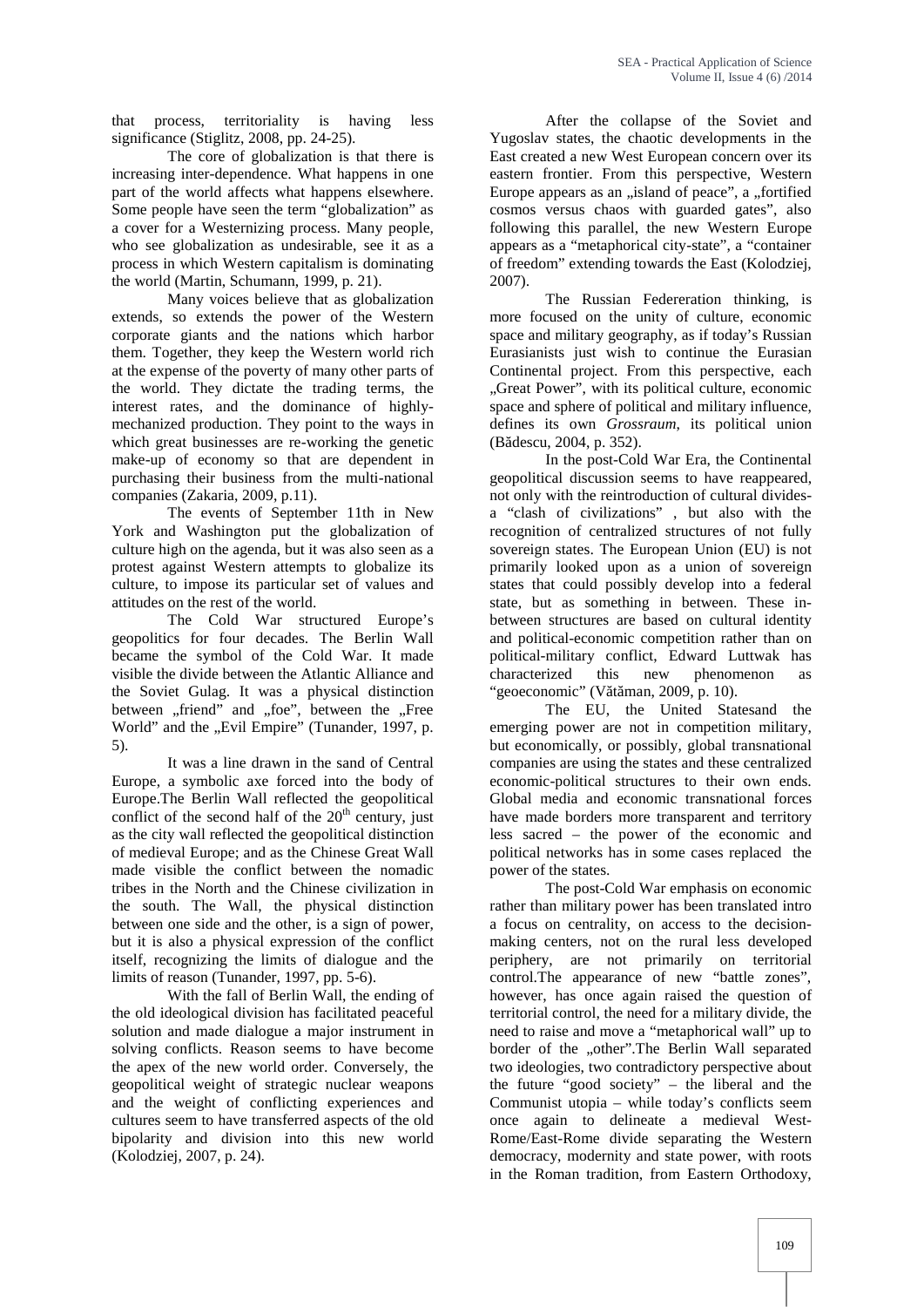that process, territoriality is having less significance (Stiglitz, 2008, pp. 24-25).

The core of globalization is that there is increasing inter-dependence. What happens in one part of the world affects what happens elsewhere. Some people have seen the term "globalization" as a cover for a Westernizing process. Many people, who see globalization as undesirable, see it as a process in which Western capitalism is dominating the world (Martin, Schumann, 1999, p. 21).

Many voices believe that as globalization extends, so extends the power of the Western corporate giants and the nations which harbor them. Together, they keep the Western world rich at the expense of the poverty of many other parts of the world. They dictate the trading terms, the interest rates, and the dominance of highly-mechanized production. They point to the ways in which great businesses are re-working the genetic make-up of economy so that are dependent in purchasing their business from the multi-national companies (Zakaria, 2009, p.11).

The events of September 11th in New York and Washington put the globalization of culture high on the agenda, but it was also seen as a protest against Western attempts to globalize its culture, to impose its particular set of values and attitudes on the rest of the world.

The Cold War structured Europe's geopolitics for four decades. The Berlin Wall became the symbol of the Cold War. It made visible the divide between the Atlantic Alliance and the Soviet Gulag. It was a physical distinction between „friend" and „foe", between the „Free World" and the „Evil Empire" (Tunander, 1997, p. 5).

It was a line drawn in the sand of Central Europe, a symbolic axe forced into the body of Europe.The Berlin Wall reflected the geopolitical conflict of the second half of the 20th century, just as the city wall reflected the geopolitical distinction of medieval Europe; and as the Chinese Great Wall made visible the conflict between the nomadic tribes in the North and the Chinese civilization in the south. The Wall, the physical distinction between one side and the other, is a sign of power, but it is also a physical expression of the conflict itself, recognizing the limits of dialogue and the limits of reason (Tunander, 1997, pp. 5-6).

With the fall of Berlin Wall, the ending of the old ideological division has facilitated peaceful solution and made dialogue a major instrument in solving conflicts. Reason seems to have become the apex of the new world order. Conversely, the geopolitical weight of strategic nuclear weapons and the weight of conflicting experiences and cultures seem to have transferred aspects of the old bipolarity and division into this new world (Kolodziej, 2007, p. 24).

After the collapse of the Soviet and Yugoslav states, the chaotic developments in the East created a new West European concern over its eastern frontier. From this perspective, Western Europe appears as an „island of peace", a „fortified cosmos versus chaos with guarded gates", also following this parallel, the new Western Europe appears as a "metaphorical city-state", a "container of freedom" extending towards the East (Kolodziej, 2007).

The Russian Federeration thinking, is more focused on the unity of culture, economic space and military geography, as if today's Russian Eurasianists just wish to continue the Eurasian Continental project. From this perspective, each „Great Power", with its political culture, economic space and sphere of political and military influence, defines its own *Grossraum*, its political union (Bădescu, 2004, p. 352).

In the post-Cold War Era, the Continental geopolitical discussion seems to have reappeared, not only with the reintroduction of cultural divides- a "clash of civilizations" , but also with the recognition of centralized structures of not fully sovereign states. The European Union (EU) is not primarily looked upon as a union of sovereign states that could possibly develop into a federal state, but as something in between. These in-between structures are based on cultural identity and political-economic competition rather than on political-military conflict, Edward Luttwak has characterized this new phenomenon as "geoeconomic" (Vătăman, 2009, p. 10).

The EU, the United Statesand the emerging power are not in competition military, but economically, or possibly, global transnational companies are using the states and these centralized economic-political structures to their own ends. Global media and economic transnational forces have made borders more transparent and territory less sacred – the power of the economic and political networks has in some cases replaced the power of the states.

The post-Cold War emphasis on economic rather than military power has been translated intro a focus on centrality, on access to the decision-making centers, not on the rural less developed periphery, are not primarily on territorial control.The appearance of new "battle zones", however, has once again raised the question of territorial control, the need for a military divide, the need to raise and move a "metaphorical wall" up to border of the „other".The Berlin Wall separated two ideologies, two contradictory perspective about the future "good society" – the liberal and the Communist utopia – while today's conflicts seem once again to delineate a medieval West-Rome/East-Rome divide separating the Western democracy, modernity and state power, with roots in the Roman tradition, from Eastern Orthodoxy,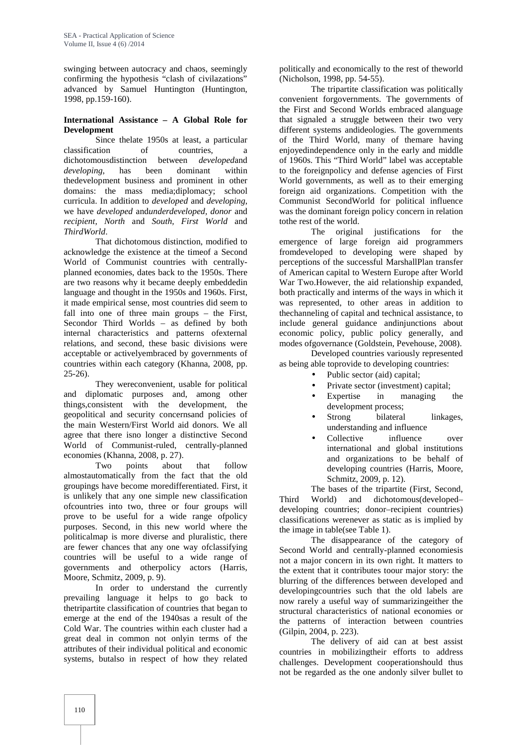swinging between autocracy and chaos, seemingly confirming the hypothesis "clash of civilazations" advanced by Samuel Huntington (Huntington, 1998, pp.159-160).

## International Assistance – A Global Role for Development

Since thelate 1950s at least, a particular classification of countries, a dichotomousdistinction between *developed*and *developing*, has been dominant within thedevelopment business and prominent in other domains: the mass media;diplomacy; school curricula. In addition to *developed* and *developing*, we have *developed* and*underdeveloped, donor* and *recipient, North* and *South, First World* and *ThirdWorld*.

That dichotomous distinction, modified to acknowledge the existence at the timeof a Second World of Communist countries with centrally-planned economies, dates back to the 1950s. There are two reasons why it became deeply embeddedin language and thought in the 1950s and 1960s. First, it made empirical sense, most countries did seem to fall into one of three main groups – the First, Secondor Third Worlds – as defined by both internal characteristics and patterns ofexternal relations, and second, these basic divisions were acceptable or activelyembraced by governments of countries within each category (Khanna, 2008, pp. 25-26).

They wereconvenient, usable for political and diplomatic purposes and, among other things,consistent with the development, the geopolitical and security concernsand policies of the main Western/First World aid donors. We all agree that there isno longer a distinctive Second World of Communist-ruled, centrally-planned economies (Khanna, 2008, p. 27).

Two points about that follow almostautomatically from the fact that the old groupings have become moredifferentiated. First, it is unlikely that any one simple new classification ofcountries into two, three or four groups will prove to be useful for a wide range ofpolicy purposes. Second, in this new world where the politicalmap is more diverse and pluralistic, there are fewer chances that any one way ofclassifying countries will be useful to a wide range of governments and otherpolicy actors (Harris, Moore, Schmitz, 2009, p. 9).

In order to understand the currently prevailing language it helps to go back to thetripartite classification of countries that began to emerge at the end of the 1940sas a result of the Cold War. The countries within each cluster had a great deal in common not onlyin terms of the attributes of their individual political and economic systems, butalso in respect of how they related politically and economically to the rest of theworld (Nicholson, 1998, pp. 54-55).

The tripartite classification was politically convenient forgovernments. The governments of the First and Second Worlds embraced alanguage that signaled a struggle between their two very different systems andideologies. The governments of the Third World, many of themare having enjoyedindependence only in the early and middle of 1960s. This "Third World" label was acceptable to the foreignpolicy and defense agencies of First World governments, as well as to their emerging foreign aid organizations. Competition with the Communist SecondWorld for political influence was the dominant foreign policy concern in relation tothe rest of the world.

The original justifications for the emergence of large foreign aid programmers fromdeveloped to developing were shaped by perceptions of the successful MarshallPlan transfer of American capital to Western Europe after World War Two.However, the aid relationship expanded, both practically and interms of the ways in which it was represented, to other areas in addition to thechanneling of capital and technical assistance, to include general guidance andinjunctions about economic policy, public policy generally, and modes ofgovernance (Goldstein, Pevehouse, 2008).

Developed countries variously represented as being able toprovide to developing countries:

- Public sector (aid) capital;
- Private sector (investment) capital;
- Expertise in managing the development process;
- Strong bilateral linkages, understanding and influence
- Collective influence over international and global institutions and organizations to be behalf of developing countries (Harris, Moore, Schmitz, 2009, p. 12).

The bases of the tripartite (First, Second, Third World) and dichotomous(developed–developing countries; donor–recipient countries) classifications werenever as static as is implied by the image in table(see Table 1).

The disappearance of the category of Second World and centrally-planned economiesis not a major concern in its own right. It matters to the extent that it contributes toour major story: the blurring of the differences between developed and developingcountries such that the old labels are now rarely a useful way of summarizingeither the structural characteristics of national economies or the patterns of interaction between countries (Gilpin, 2004, p. 223).

The delivery of aid can at best assist countries in mobilizingtheir efforts to address challenges. Development cooperationshould thus not be regarded as the one andonly silver bullet to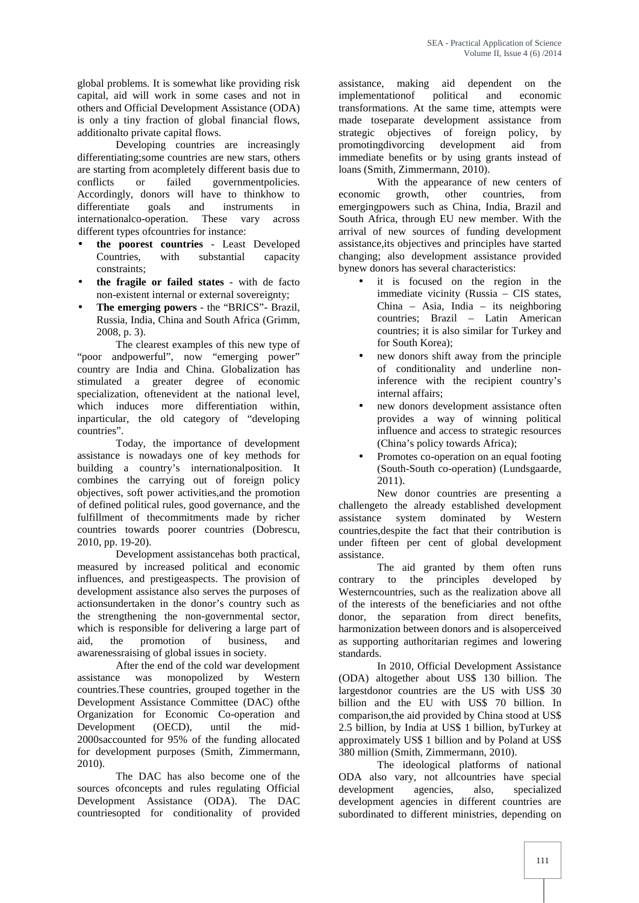global problems. It is somewhat like providing risk capital, aid will work in some cases and not in others and Official Development Assistance (ODA) is only a tiny fraction of global financial flows, additionalto private capital flows.

Developing countries are increasingly differentiating;some countries are new stars, others are starting from acompletely different basis due to conflicts or failed governmentpolicies. Accordingly, donors will have to thinkhow to differentiate goals and instruments in internationalco-operation. These vary across different types ofcountries for instance:

- **the poorest countries** - Least Developed Countries, with substantial capacity constraints;
- **the fragile or failed states** - with de facto non-existent internal or external sovereignty;
- **The emerging powers** - the "BRICS"- Brazil, Russia, India, China and South Africa (Grimm, 2008, p. 3).

The clearest examples of this new type of "poor andpowerful", now "emerging power" country are India and China. Globalization has stimulated a greater degree of economic specialization, oftenevident at the national level, which induces more differentiation within, inparticular, the old category of "developing countries".

Today, the importance of development assistance is nowadays one of key methods for building a country's internationalposition. It combines the carrying out of foreign policy objectives, soft power activities,and the promotion of defined political rules, good governance, and the fulfillment of thecommitments made by richer countries towards poorer countries (Dobrescu, 2010, pp. 19-20).

Development assistancehas both practical, measured by increased political and economic influences, and prestigeaspects. The provision of development assistance also serves the purposes of actionsundertaken in the donor's country such as the strengthening the non-governmental sector, which is responsible for delivering a large part of aid, the promotion of business, and awarenessraising of global issues in society.

After the end of the cold war development assistance was monopolized by Western countries.These countries, grouped together in the Development Assistance Committee (DAC) ofthe Organization for Economic Co-operation and Development (OECD), until the mid-2000saccounted for 95% of the funding allocated for development purposes (Smith, Zimmermann, 2010).

The DAC has also become one of the sources ofconcepts and rules regulating Official Development Assistance (ODA). The DAC countriesopted for conditionality of provided assistance, making aid dependent on the implementationof political and economic transformations. At the same time, attempts were made toseparate development assistance from strategic objectives of foreign policy, by promotingdivorcing development aid from immediate benefits or by using grants instead of loans (Smith, Zimmermann, 2010).

With the appearance of new centers of economic growth, other countries, from emergingpowers such as China, India, Brazil and South Africa, through EU new member. With the arrival of new sources of funding development assistance,its objectives and principles have started changing; also development assistance provided bynew donors has several characteristics:

- it is focused on the region in the immediate vicinity (Russia – CIS states, China – Asia, India – its neighboring countries; Brazil – Latin American countries; it is also similar for Turkey and for South Korea);
- new donors shift away from the principle of conditionality and underline non-inference with the recipient country's internal affairs;
- new donors development assistance often provides a way of winning political influence and access to strategic resources (China's policy towards Africa);
- Promotes co-operation on an equal footing (South-South co-operation) (Lundsgaarde, 2011).

New donor countries are presenting a challengeto the already established development assistance system dominated by Western countries,despite the fact that their contribution is under fifteen per cent of global development assistance.

The aid granted by them often runs contrary to the principles developed by Westerncountries, such as the realization above all of the interests of the beneficiaries and not ofthe donor, the separation from direct benefits, harmonization between donors and is alsoperceived as supporting authoritarian regimes and lowering standards.

In 2010, Official Development Assistance (ODA) altogether about US$ 130 billion. The largestdonor countries are the US with US$ 30 billion and the EU with US$ 70 billion. In comparison,the aid provided by China stood at US$ 2.5 billion, by India at US$ 1 billion, byTurkey at approximately US$ 1 billion and by Poland at US$ 380 million (Smith, Zimmermann, 2010).

The ideological platforms of national ODA also vary, not allcountries have special development agencies, also, specialized development agencies in different countries are subordinated to different ministries, depending on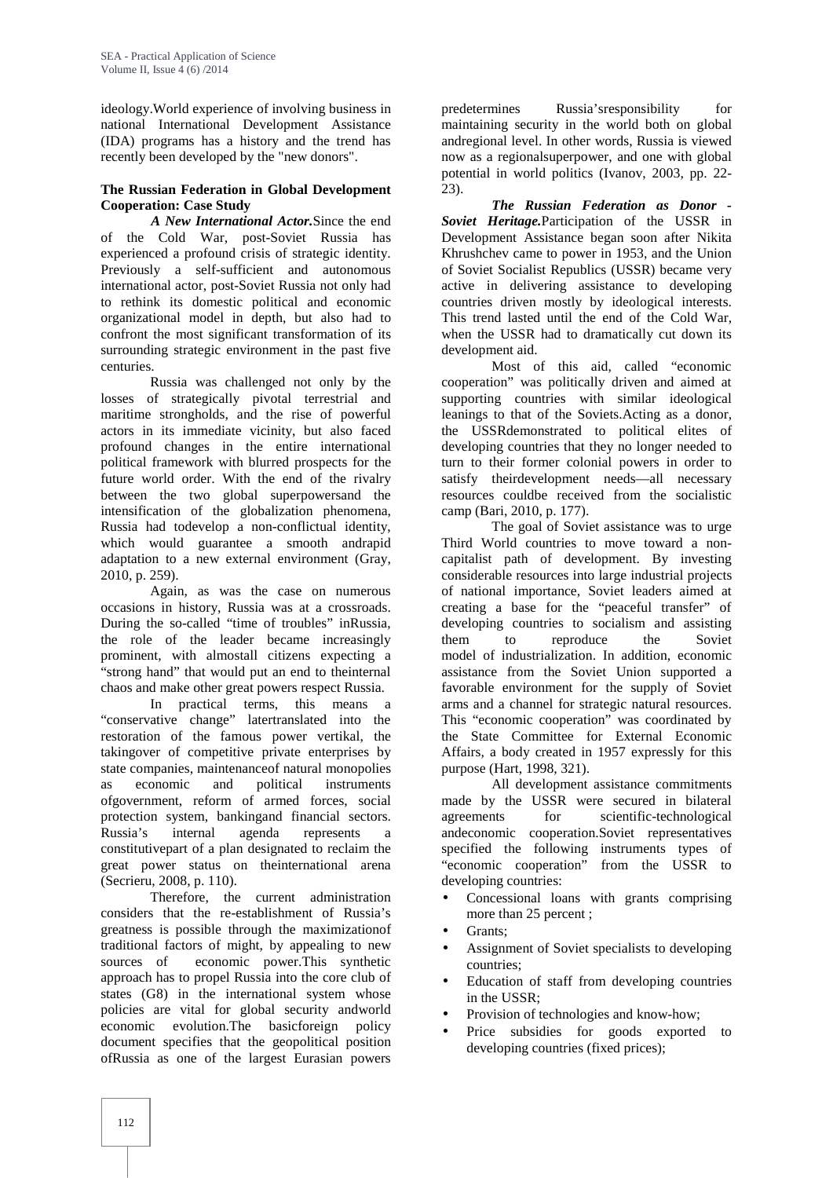ideology.World experience of involving business in national International Development Assistance (IDA) programs has a history and the trend has recently been developed by the "new donors".

## The Russian Federation in Global Development Cooperation: Case Study

***A New International Actor.*** Since the end of the Cold War, post-Soviet Russia has experienced a profound crisis of strategic identity. Previously a self-sufficient and autonomous international actor, post-Soviet Russia not only had to rethink its domestic political and economic organizational model in depth, but also had to confront the most significant transformation of its surrounding strategic environment in the past five centuries.

Russia was challenged not only by the losses of strategically pivotal terrestrial and maritime strongholds, and the rise of powerful actors in its immediate vicinity, but also faced profound changes in the entire international political framework with blurred prospects for the future world order. With the end of the rivalry between the two global superpowersand the intensification of the globalization phenomena, Russia had todevelop a non-conflictual identity, which would guarantee a smooth andrapid adaptation to a new external environment (Gray, 2010, p. 259).

Again, as was the case on numerous occasions in history, Russia was at a crossroads. During the so-called "time of troubles" inRussia, the role of the leader became increasingly prominent, with almostall citizens expecting a "strong hand" that would put an end to theinternal chaos and make other great powers respect Russia.

In practical terms, this means a "conservative change" latertranslated into the restoration of the famous power vertikal, the takingover of competitive private enterprises by state companies, maintenanceof natural monopolies as economic and political instruments ofgovernment, reform of armed forces, social protection system, bankingand financial sectors. Russia's internal agenda represents a constitutivepart of a plan designated to reclaim the great power status on theinternational arena (Secrieru, 2008, p. 110).

Therefore, the current administration considers that the re-establishment of Russia's greatness is possible through the maximizationof traditional factors of might, by appealing to new sources of economic power.This synthetic approach has to propel Russia into the core club of states (G8) in the international system whose policies are vital for global security andworld economic evolution.The basicforeign policy document specifies that the geopolitical position ofRussia as one of the largest Eurasian powers predetermines Russia'sresponsibility for maintaining security in the world both on global andregional level. In other words, Russia is viewed now as a regionalsuperpower, and one with global potential in world politics (Ivanov, 2003, pp. 22-23).

***The Russian Federation as Donor - Soviet Heritage.*** Participation of the USSR in Development Assistance began soon after Nikita Khrushchev came to power in 1953, and the Union of Soviet Socialist Republics (USSR) became very active in delivering assistance to developing countries driven mostly by ideological interests. This trend lasted until the end of the Cold War, when the USSR had to dramatically cut down its development aid.

Most of this aid, called "economic cooperation" was politically driven and aimed at supporting countries with similar ideological leanings to that of the Soviets.Acting as a donor, the USSRdemonstrated to political elites of developing countries that they no longer needed to turn to their former colonial powers in order to satisfy theirdevelopment needs—all necessary resources couldbe received from the socialistic camp (Bari, 2010, p. 177).

The goal of Soviet assistance was to urge Third World countries to move toward a non-capitalist path of development. By investing considerable resources into large industrial projects of national importance, Soviet leaders aimed at creating a base for the "peaceful transfer" of developing countries to socialism and assisting them to reproduce the Soviet model of industrialization. In addition, economic assistance from the Soviet Union supported a favorable environment for the supply of Soviet arms and a channel for strategic natural resources. This "economic cooperation" was coordinated by the State Committee for External Economic Affairs, a body created in 1957 expressly for this purpose (Hart, 1998, 321).

All development assistance commitments made by the USSR were secured in bilateral agreements for scientific-technological andeconomic cooperation.Soviet representatives specified the following instruments types of "economic cooperation" from the USSR to developing countries:

- Concessional loans with grants comprising more than 25 percent ;
- Grants;
- Assignment of Soviet specialists to developing countries;
- Education of staff from developing countries in the USSR;
- Provision of technologies and know-how;
- Price subsidies for goods exported to developing countries (fixed prices);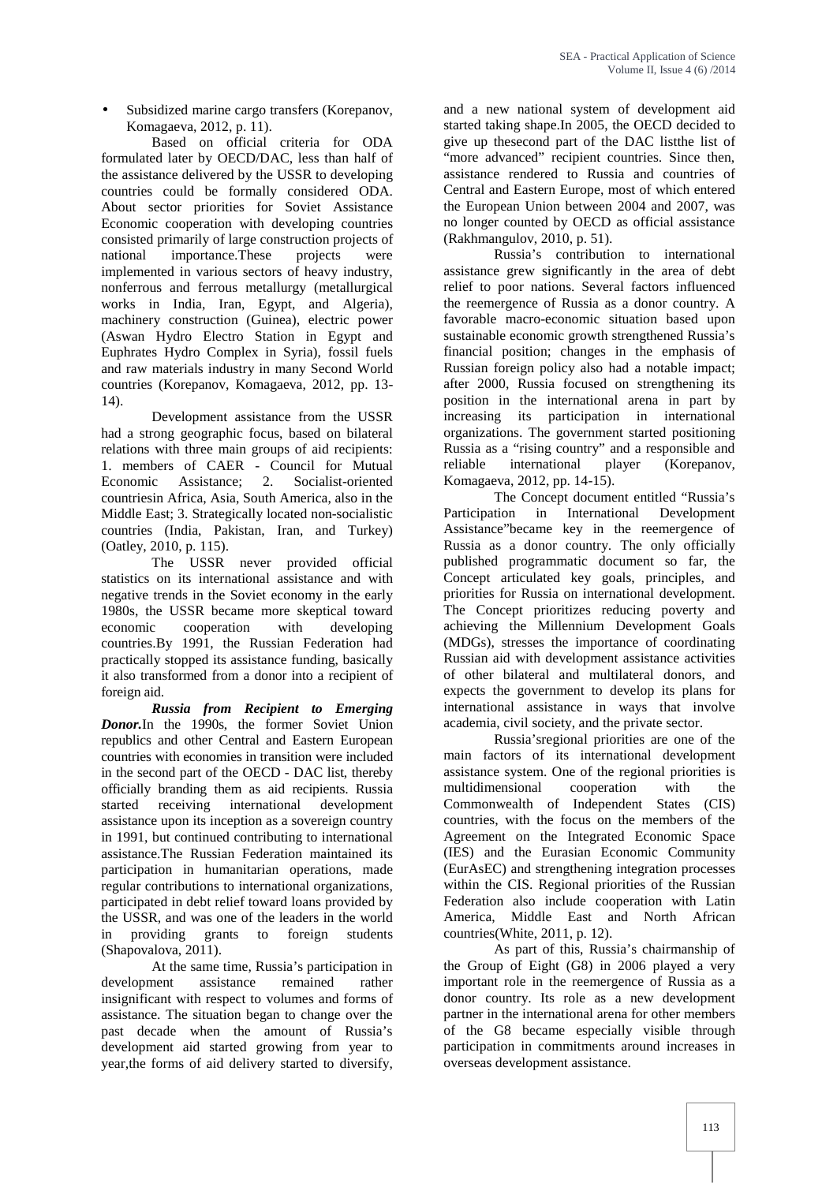- Subsidized marine cargo transfers (Korepanov, Komagaeva, 2012, p. 11).

Based on official criteria for ODA formulated later by OECD/DAC, less than half of the assistance delivered by the USSR to developing countries could be formally considered ODA. About sector priorities for Soviet Assistance Economic cooperation with developing countries consisted primarily of large construction projects of national importance.These projects were implemented in various sectors of heavy industry, nonferrous and ferrous metallurgy (metallurgical works in India, Iran, Egypt, and Algeria), machinery construction (Guinea), electric power (Aswan Hydro Electro Station in Egypt and Euphrates Hydro Complex in Syria), fossil fuels and raw materials industry in many Second World countries (Korepanov, Komagaeva, 2012, pp. 13-14).

Development assistance from the USSR had a strong geographic focus, based on bilateral relations with three main groups of aid recipients: 1. members of CAER - Council for Mutual Economic Assistance; 2. Socialist-oriented countriesin Africa, Asia, South America, also in the Middle East; 3. Strategically located non-socialistic countries (India, Pakistan, Iran, and Turkey) (Oatley, 2010, p. 115).

The USSR never provided official statistics on its international assistance and with negative trends in the Soviet economy in the early 1980s, the USSR became more skeptical toward economic cooperation with developing countries.By 1991, the Russian Federation had practically stopped its assistance funding, basically it also transformed from a donor into a recipient of foreign aid.

***Russia from Recipient to Emerging Donor.***In the 1990s, the former Soviet Union republics and other Central and Eastern European countries with economies in transition were included in the second part of the OECD - DAC list, thereby officially branding them as aid recipients. Russia started receiving international development assistance upon its inception as a sovereign country in 1991, but continued contributing to international assistance.The Russian Federation maintained its participation in humanitarian operations, made regular contributions to international organizations, participated in debt relief toward loans provided by the USSR, and was one of the leaders in the world in providing grants to foreign students (Shapovalova, 2011).

At the same time, Russia's participation in development assistance remained rather insignificant with respect to volumes and forms of assistance. The situation began to change over the past decade when the amount of Russia's development aid started growing from year to year,the forms of aid delivery started to diversify, and a new national system of development aid started taking shape.In 2005, the OECD decided to give up thesecond part of the DAC listthe list of "more advanced" recipient countries. Since then, assistance rendered to Russia and countries of Central and Eastern Europe, most of which entered the European Union between 2004 and 2007, was no longer counted by OECD as official assistance (Rakhmangulov, 2010, p. 51).

Russia's contribution to international assistance grew significantly in the area of debt relief to poor nations. Several factors influenced the reemergence of Russia as a donor country. A favorable macro-economic situation based upon sustainable economic growth strengthened Russia's financial position; changes in the emphasis of Russian foreign policy also had a notable impact; after 2000, Russia focused on strengthening its position in the international arena in part by increasing its participation in international organizations. The government started positioning Russia as a "rising country" and a responsible and reliable international player (Korepanov, Komagaeva, 2012, pp. 14-15).

The Concept document entitled "Russia's Participation in International Development Assistance"became key in the reemergence of Russia as a donor country. The only officially published programmatic document so far, the Concept articulated key goals, principles, and priorities for Russia on international development. The Concept prioritizes reducing poverty and achieving the Millennium Development Goals (MDGs), stresses the importance of coordinating Russian aid with development assistance activities of other bilateral and multilateral donors, and expects the government to develop its plans for international assistance in ways that involve academia, civil society, and the private sector.

Russia'sregional priorities are one of the main factors of its international development assistance system. One of the regional priorities is multidimensional cooperation with the Commonwealth of Independent States (CIS) countries, with the focus on the members of the Agreement on the Integrated Economic Space (IES) and the Eurasian Economic Community (EurAsEC) and strengthening integration processes within the CIS. Regional priorities of the Russian Federation also include cooperation with Latin America, Middle East and North African countries(White, 2011, p. 12).

As part of this, Russia's chairmanship of the Group of Eight (G8) in 2006 played a very important role in the reemergence of Russia as a donor country. Its role as a new development partner in the international arena for other members of the G8 became especially visible through participation in commitments around increases in overseas development assistance.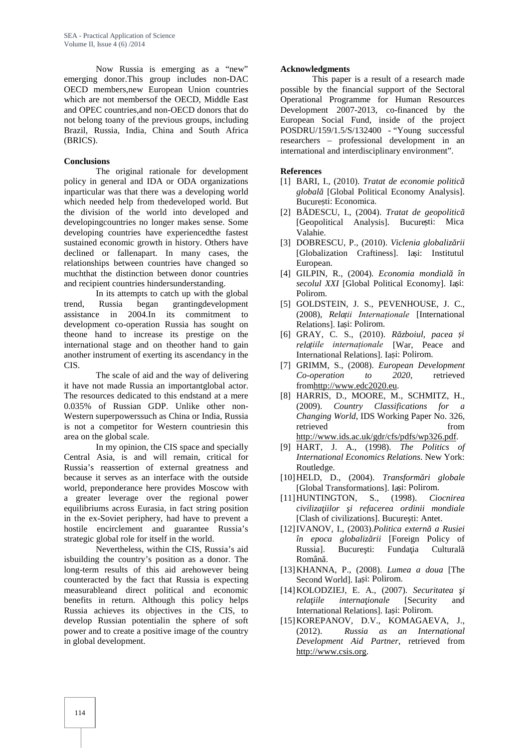Now Russia is emerging as a "new" emerging donor.This group includes non-DAC OECD members,new European Union countries which are not membersof the OECD, Middle East and OPEC countries,and non-OECD donors that do not belong toany of the previous groups, including Brazil, Russia, India, China and South Africa (BRICS).

**Conclusions**

The original rationale for development policy in general and IDA or ODA organizations inparticular was that there was a developing world which needed help from thedeveloped world. But the division of the world into developed and developingcountries no longer makes sense. Some developing countries have experiencedthe fastest sustained economic growth in history. Others have declined or fallenapart. In many cases, the relationships between countries have changed so muchthat the distinction between donor countries and recipient countries hindersunderstanding.

In its attempts to catch up with the global trend, Russia began grantingdevelopment assistance in 2004.In its commitment to development co-operation Russia has sought on theone hand to increase its prestige on the international stage and on theother hand to gain another instrument of exerting its ascendancy in the CIS.

The scale of aid and the way of delivering it have not made Russia an importantglobal actor. The resources dedicated to this endstand at a mere 0.035% of Russian GDP. Unlike other non-Western superpowerssuch as China or India, Russia is not a competitor for Western countriesin this area on the global scale.

In my opinion, the CIS space and specially Central Asia, is and will remain, critical for Russia's reassertion of external greatness and because it serves as an interface with the outside world, preponderance here provides Moscow with a greater leverage over the regional power equilibriums across Eurasia, in fact string position in the ex-Soviet periphery, had have to prevent a hostile encirclement and guarantee Russia's strategic global role for itself in the world.

Nevertheless, within the CIS, Russia's aid isbuilding the country's position as a donor. The long-term results of this aid arehowever being counteracted by the fact that Russia is expecting measurableand direct political and economic benefits in return. Although this policy helps Russia achieves its objectives in the CIS, to develop Russian potentialin the sphere of soft power and to create a positive image of the country in global development.

**Acknowledgments**

This paper is a result of a research made possible by the financial support of the Sectoral Operational Programme for Human Resources Development 2007-2013, co-financed by the European Social Fund, inside of the project POSDRU/159/1.5/S/132400 - "Young successful researchers – professional development in an international and interdisciplinary environment".

**References**

[1] BARI, I., (2010). *Tratat de economie politică globală* [Global Political Economy Analysis]. București: Economica.

[2] BĂDESCU, I., (2004). *Tratat de geopolitică* [Geopolitical Analysis]. București: Mica Valahie.

[3] DOBRESCU, P., (2010). *Viclenia globalizării* [Globalization Craftiness]. Iași: Institutul European.

[4] GILPIN, R., (2004). *Economia mondială în secolul XXI* [Global Political Economy]. Iași: Polirom.

[5] GOLDSTEIN, J. S., PEVENHOUSE, J. C., (2008), *Relații Internaționale* [International Relations]. Iași: Polirom.

[6] GRAY, C. S., (2010). *Războiul, pacea și relațiile internaționale* [War, Peace and International Relations]. Iași: Polirom.

[7] GRIMM, S., (2008). *European Development Co-operation to 2020*, retrieved fromhttp://www.edc2020.eu.

[8] HARRIS, D., MOORE, M., SCHMITZ, H., (2009). *Country Classifications for a Changing World*, IDS Working Paper No. 326, retrieved from http://www.ids.ac.uk/gdr/cfs/pdfs/wp326.pdf.

[9] HART, J. A., (1998). *The Politics of International Economics Relations*. New York: Routledge.

[10] HELD, D., (2004). *Transformări globale* [Global Transformations]. Iași: Polirom.

[11] HUNTINGTON, S., (1998). *Ciocnirea civilizaţiilor şi refacerea ordinii mondiale* [Clash of civilizations]. Bucureşti: Antet.

[12] IVANOV, I., (2003).*Politica externă a Rusiei în epoca globalizării* [Foreign Policy of Russia]. Bucureşti: Fundaţia Culturală Română.

[13] KHANNA, P., (2008). *Lumea a doua* [The Second World]. Iași: Polirom.

[14] KOLODZIEJ, E. A., (2007). *Securitatea şi relaţiile internaţionale* [Security and International Relations]. Iași: Polirom.

[15] KOREPANOV, D.V., KOMAGAEVA, J., (2012). *Russia as an International Development Aid Partner*, retrieved from http://www.csis.org.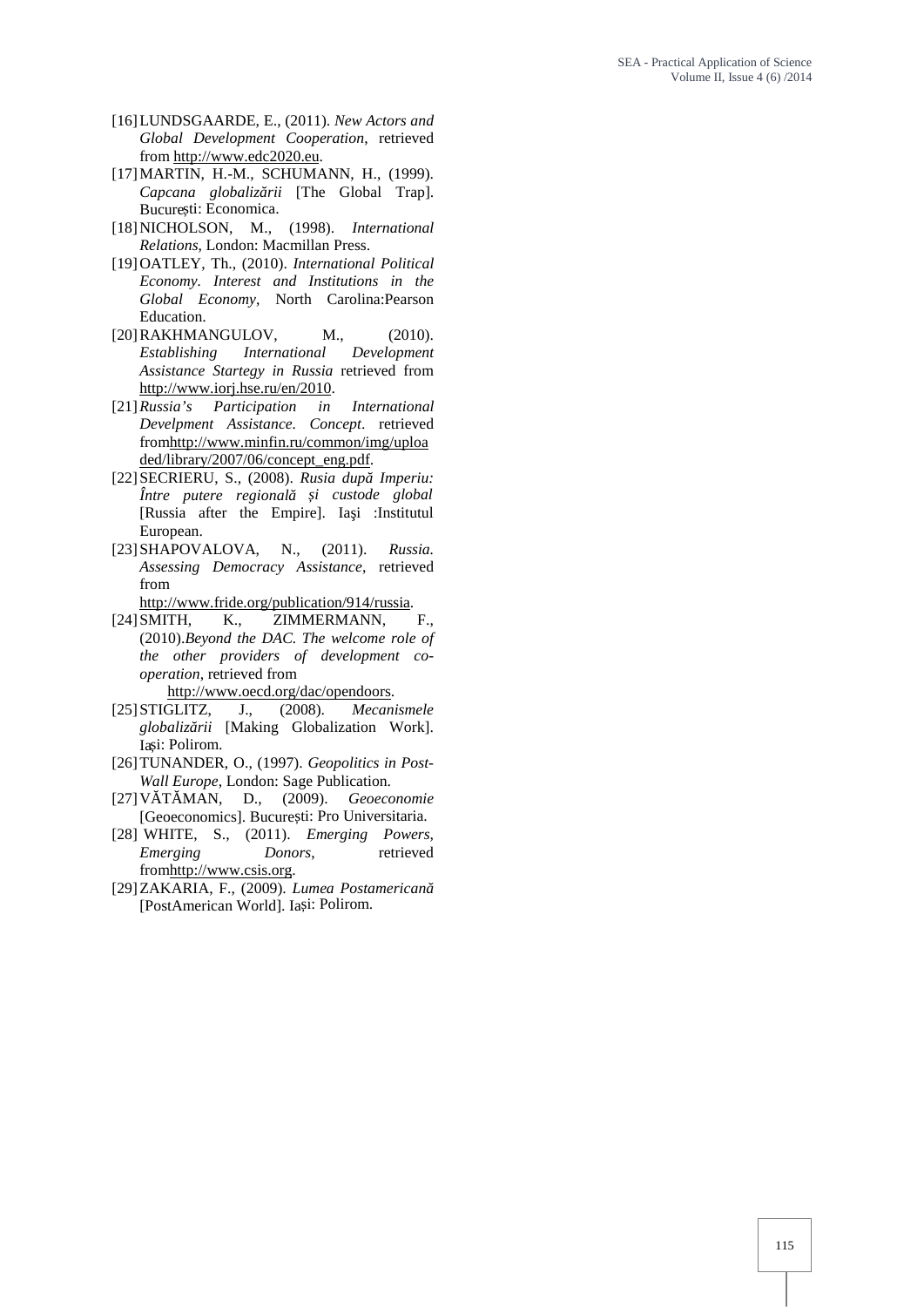[16] LUNDSGAARDE, E., (2011). *New Actors and Global Development Cooperation*, retrieved from http://www.edc2020.eu.

[17] MARTIN, H.-M., SCHUMANN, H., (1999). *Capcana globalizării* [The Global Trap]. București: Economica.

[18] NICHOLSON, M., (1998). *International Relations*, London: Macmillan Press.

[19] OATLEY, Th., (2010). *International Political Economy. Interest and Institutions in the Global Economy*, North Carolina:Pearson Education.

[20] RAKHMANGULOV, M., (2010). *Establishing International Development Assistance Startegy in Russia* retrieved from http://www.iorj.hse.ru/en/2010.

[21] *Russia's Participation in International Develpment Assistance. Concept*. retrieved fromhttp://www.minfin.ru/common/img/uploaded/library/2007/06/concept_eng.pdf.

[22] SECRIERU, S., (2008). *Rusia după Imperiu: Între putere regională și custode global* [Russia after the Empire]. Iaşi :Institutul European.

[23] SHAPOVALOVA, N., (2011). *Russia. Assessing Democracy Assistance*, retrieved from http://www.fride.org/publication/914/russia.

[24] SMITH, K., ZIMMERMANN, F., (2010).*Beyond the DAC. The welcome role of the other providers of development co-operation*, retrieved from http://www.oecd.org/dac/opendoors.

[25] STIGLITZ, J., (2008). *Mecanismele globalizării* [Making Globalization Work]. Iași: Polirom.

[26] TUNANDER, O., (1997). *Geopolitics in Post-Wall Europe*, London: Sage Publication.

[27] VĂTĂMAN, D., (2009). *Geoeconomie* [Geoeconomics]. București: Pro Universitaria.

[28] WHITE, S., (2011). *Emerging Powers, Emerging Donors*, retrieved fromhttp://www.csis.org.

[29] ZAKARIA, F., (2009). *Lumea Postamericană* [PostAmerican World]. Iași: Polirom.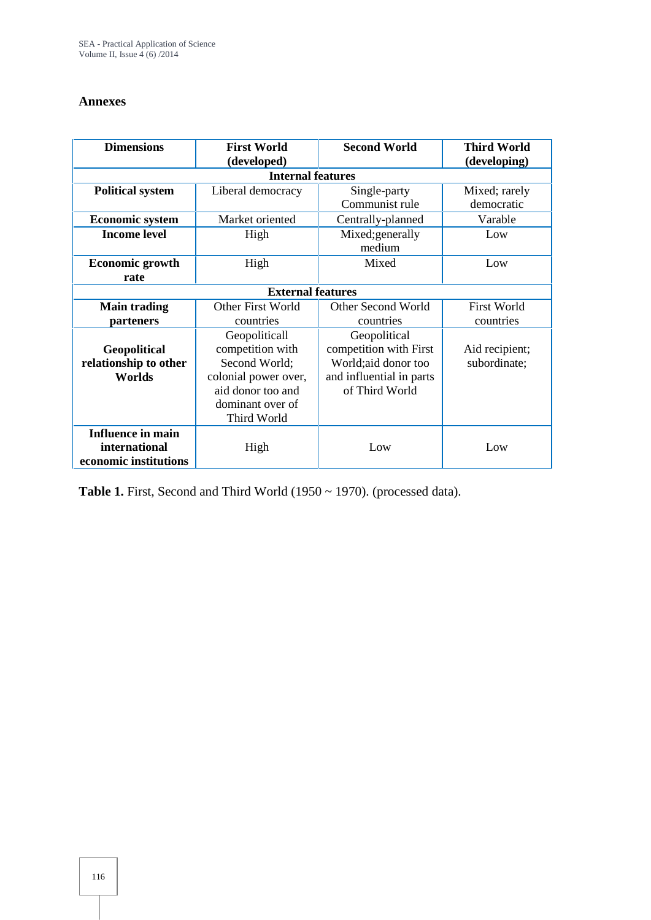## Annexes

| Dimensions | First World (developed) | Second World | Third World (developing) |
|---|---|---|---|
| **Internal features** | | | |
| **Political system** | Liberal democracy | Single-party Communist rule | Mixed; rarely democratic |
| **Economic system** | Market oriented | Centrally-planned | Varable |
| **Income level** | High | Mixed;generally medium | Low |
| **Economic growth rate** | High | Mixed | Low |
| **External features** | | | |
| **Main trading parteners** | Other First World countries | Other Second World countries | First World countries |
| **Geopolitical relationship to other Worlds** | Geopoliticall competition with Second World; colonial power over, aid donor too and dominant over of Third World | Geopolitical competition with First World;aid donor too and influential in parts of Third World | Aid recipient; subordinate; |
| **Influence in main international economic institutions** | High | Low | Low |

**Table 1.** First, Second and Third World (1950 ~ 1970). (processed data).